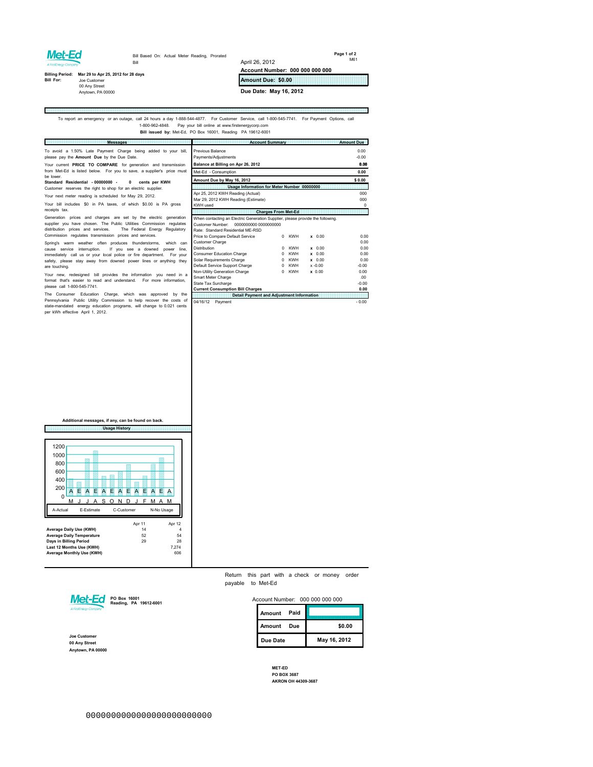Met-Ed
A FirstEnergy Company

Bill Based On: Actual Meter Reading, Prorated Bill

M61

April 26, 2012

**Account Number: 000 000 000 000**

**Billing Period:** Mar 29 to Apr 25, 2012 for 28 days

**Bill For:** Joe Customer
00 Any Street
Anytown, PA 00000

**Amount Due: $0.00**

**Due Date: May 16, 2012**

To report an emergency or an outage, call 24 hours a day 1-888-544-4877. For Customer Service, call 1-800-545-7741. For Payment Options, call 1-800-962-4848. Pay your bill online at www.firstenergycorp.com

**Bill issued by:** Met-Ed, PO Box 16001, Reading PA 19612-6001

## Messages

To avoid a 1.50% Late Payment Charge being added to your bill, please pay the **Amount Due** by the Due Date.

Your current **PRICE TO COMPARE** for generation and transmission from Met-Ed is listed below. For you to save, a supplier's price must be lower.

**Standard Residential - 00000000 - 0 cents per KWH**

Customer reserves the right to shop for an electric supplier.

Your next meter reading is scheduled for May 29, 2012.

Your bill includes $0 in PA taxes, of which $0.00 is PA gross receipts tax.

Generation prices and charges are set by the electric generation supplier you have chosen. The Public Utilities Commission regulates distribution prices and services. The Federal Energy Regulatory Commission regulates transmission prices and services.

Spring's warm weather often produces thunderstorms, which can cause service interruption. If you see a downed power line, immediately call us or your local police or fire department. For your safety, please stay away from downed power lines or anything they are touching.

Your new, redesigned bill provides the information you need in a format that's easier to read and understand. For more information, please call 1-800-545-7741.

The Consumer Education Charge, which was approved by the Pennsylvania Public Utility Commission to help recover the costs of state-mandated energy education programs, will change to 0.021 cents per kWh effective April 1, 2012.

Additional messages, if any, can be found on back.

## Account Summary

| Account Summary | Amount Due |
|---|---|
| Previous Balance | 0.00 |
| Payments/Adjustments | -0.00 |
| **Balance at Billing on Apr 26, 2012** | **0.00** |
| Met-Ed - Consumption | 0.00 |
| **Amount Due by May 16, 2012** | **$ 0.00** |

### Usage Information for Meter Number 00000000

| | |
|---|---|
| Apr 25, 2012 KWH Reading (Actual) | 000 |
| Mar 29, 2012 KWH Reading (Estimate) | 000 |
| KWH used | 0 |

### Charges From Met-Ed

When contacting an Electric Generation Supplier, please provide the following.
Customer Number: 0000000000 0000000000
Rate: Standard Residential ME-RSD

| Charge | Usage | Unit | Rate | Amount |
|---|---|---|---|---|
| Price to Compare Default Service | 0 | KWH | x 0.00 | 0.00 |
| Customer Charge | | | | 0.00 |
| Distribution | 0 | KWH | x 0.00 | 0.00 |
| Consumer Education Charge | 0 | KWH | x 0.00 | 0.00 |
| Solar Requirements Charge | 0 | KWH | x 0.00 | 0.00 |
| Default Service Support Charge | 0 | KWH | x -0.00 | -0.00 |
| Non-Utility Generation Charge | 0 | KWH | x 0.00 | 0.00 |
| Smart Meter Charge | | | | .00 |
| State Tax Surcharge | | | | -0.00 |
| **Current Consumption Bill Charges** | | | | **0.00** |

### Detail Payment and Adjustment Information

| | |
|---|---|
| 04/16/12 Payment | - 0.00 |

## Usage History

A-Actual E-Estimate C-Customer N-No Usage

| | Apr 11 | Apr 12 |
|---|---|---|
| **Average Daily Use (KWH)** | 14 | 4 |
| **Average Daily Temperature** | 52 | 54 |
| **Days in Billing Period** | 29 | 28 |
| **Last 12 Months Use (KWH)** | | 7,274 |
| **Average Monthly Use (KWH)** | | 606 |

---

Return this part with a check or money order payable to Met-Ed

Met-Ed
A FirstEnergy Company
PO Box 16001
Reading, PA 19612-6001

Account Number: 000 000 000 000

| | |
|---|---|
| Amount Paid | |
| Amount Due | $0.00 |
| Due Date | May 16, 2012 |

**Joe Customer**
**00 Any Street**
**Anytown, PA 00000**

**MET-ED**
**PO BOX 3687**
**AKRON OH 44309-3687**

0000000000000000000000000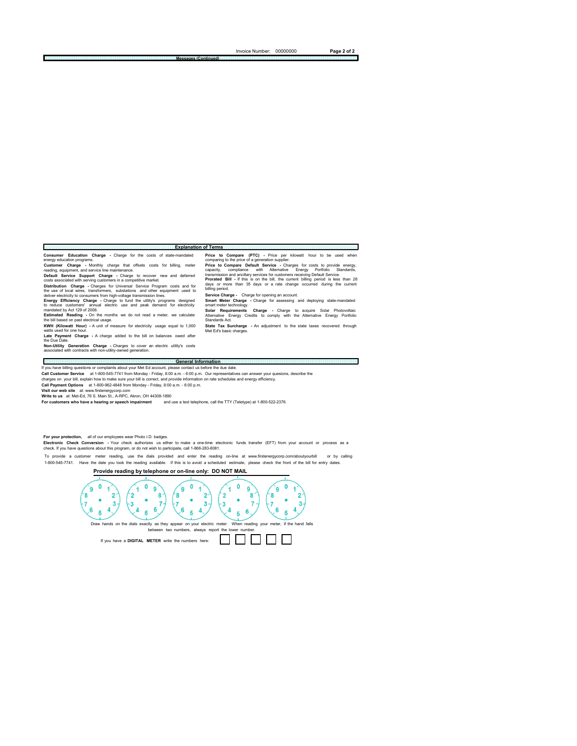Invoice Number: 00000000

## Messages (Continued)

## Explanation of Terms

**Consumer Education Charge -** Charge for the costs of state-mandated energy education programs.

**Customer Charge -** Monthly charge that offsets costs for billing, meter reading, equipment, and service line maintenance.

**Default Service Support Charge -** Charge to recover new and deferred costs associated with serving customers in a competitive market.

**Distribution Charge -** Charges for Universal Service Program costs and for the use of local wires, transformers, substations and other equipment used to deliver electricity to consumers from high-voltage transmission lines.

**Energy Efficiency Charge -** Charge to fund the utility's programs designed to reduce customers' annual electric use and peak demand for electricity mandated by Act 129 of 2008.

**Estimated Reading -** On the months we do not read a meter, we calculate the bill based on past electrical usage.

**KWH (Kilowatt Hour) -** A unit of measure for electricity usage equal to 1,000 watts used for one hour.

**Late Payment Charge -** A charge added to the bill on balances owed after the Due Date.

**Non-Utility Generation Charge -** Charges to cover an electric utility's costs associated with contracts with non-utility-owned generation.

**Price to Compare (PTC) -** Price per kilowatt hour to be used when comparing to the price of a generation supplier.

**Price to Compare Default Service -** Charges for costs to provide energy, capacity, compliance with Alternative Energy Portfolio Standards, transmission and ancillary services for customers receiving Default Service.

**Prorated Bill -** If this is on the bill, the current billing period is less than 26 days or more than 35 days or a rate change occurred during the current billing period.

**Service Charge -** Charge for opening an account.

**Smart Meter Charge -** Charge for assessing and deploying state-mandated smart meter technology.

**Solar Requirements Charge -** Charge to acquire Solar Photovoltaic Alternative Energy Credits to comply with the Alternative Energy Portfolio Standards Act.

**State Tax Surcharge -** An adjustment to the state taxes recovered through Met Ed's basic charges.

## General Information

If you have billing questions or complaints about your Met Ed account, please contact us before the due date.

**Call Customer Service** at 1-800-545-7741 from Monday - Friday, 8:00 a.m. - 6:00 p.m. Our representatives can answer your questions, describe the charges on your bill, explain how to make sure your bill is correct, and provide information on rate schedules and energy efficiency.

**Call Payment Options** at 1-800-962-4848 from Monday - Friday, 8:00 a.m. - 6:00 p.m.

**Visit our web site** at: www.firstenergycorp.com

**Write to us** at: Met-Ed, 76 S. Main St., A-RPC, Akron, OH 44308-1890

**For customers who have a hearing or speech impairment** and use a text telephone, call the TTY (Teletype) at 1-800-522-2376.

**For your protection,** all of our employees wear Photo I.D. badges.

**Electronic Check Conversion -** Your check authorizes us either to make a one-time electronic funds transfer (EFT) from your account or process as a check. If you have questions about this program, or do not wish to participate, call 1-866-283-8081.

To provide a customer meter reading, use the dials provided and enter the reading on-line at www.firstenergycorp.com/aboutyourbill or by calling 1-800-545-7741. Have the date you took the reading available. If this is to avoid a scheduled estimate, please check the front of the bill for entry dates.

**Provide reading by telephone or on-line only: DO NOT MAIL**

Draw hands on the dials exactly as they appear on your electric meter. When reading your meter, if the hand falls between two numbers, always report the lower number.

If you have a **DIGITAL METER** write the numbers here: